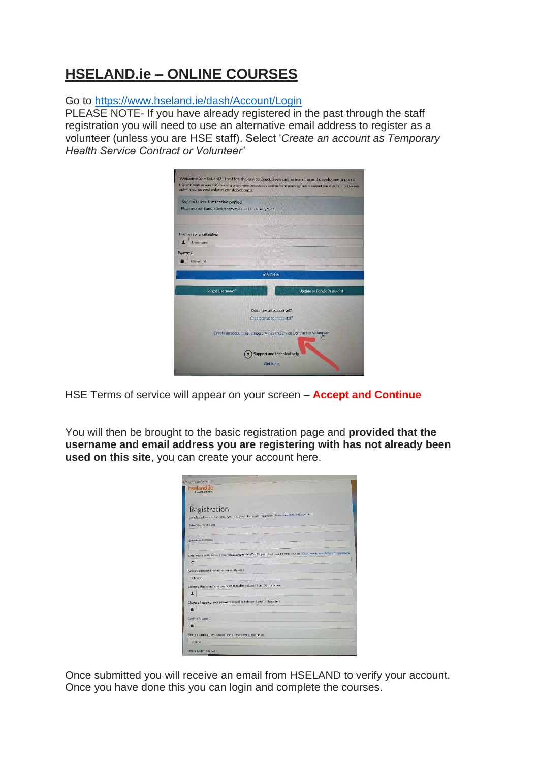# HSELAND.ie – ONLINE COURSES

Go to [https://www.hseland.ie/dash/Account/Login](https://www.hseland.ie/dash/Account/Login)
PLEASE NOTE- If you have already registered in the past through the staff registration you will need to use an alternative email address to register as a volunteer (unless you are HSE staff). Select '*Create an account as Temporary Health Service Contract or Volunteer'*

HSE Terms of service will appear on your screen – **Accept and Continue**

You will then be brought to the basic registration page and **provided that the username and email address you are registering with has not already been used on this site**, you can create your account here.

Once submitted you will receive an email from HSELAND to verify your account. Once you have done this you can login and complete the courses.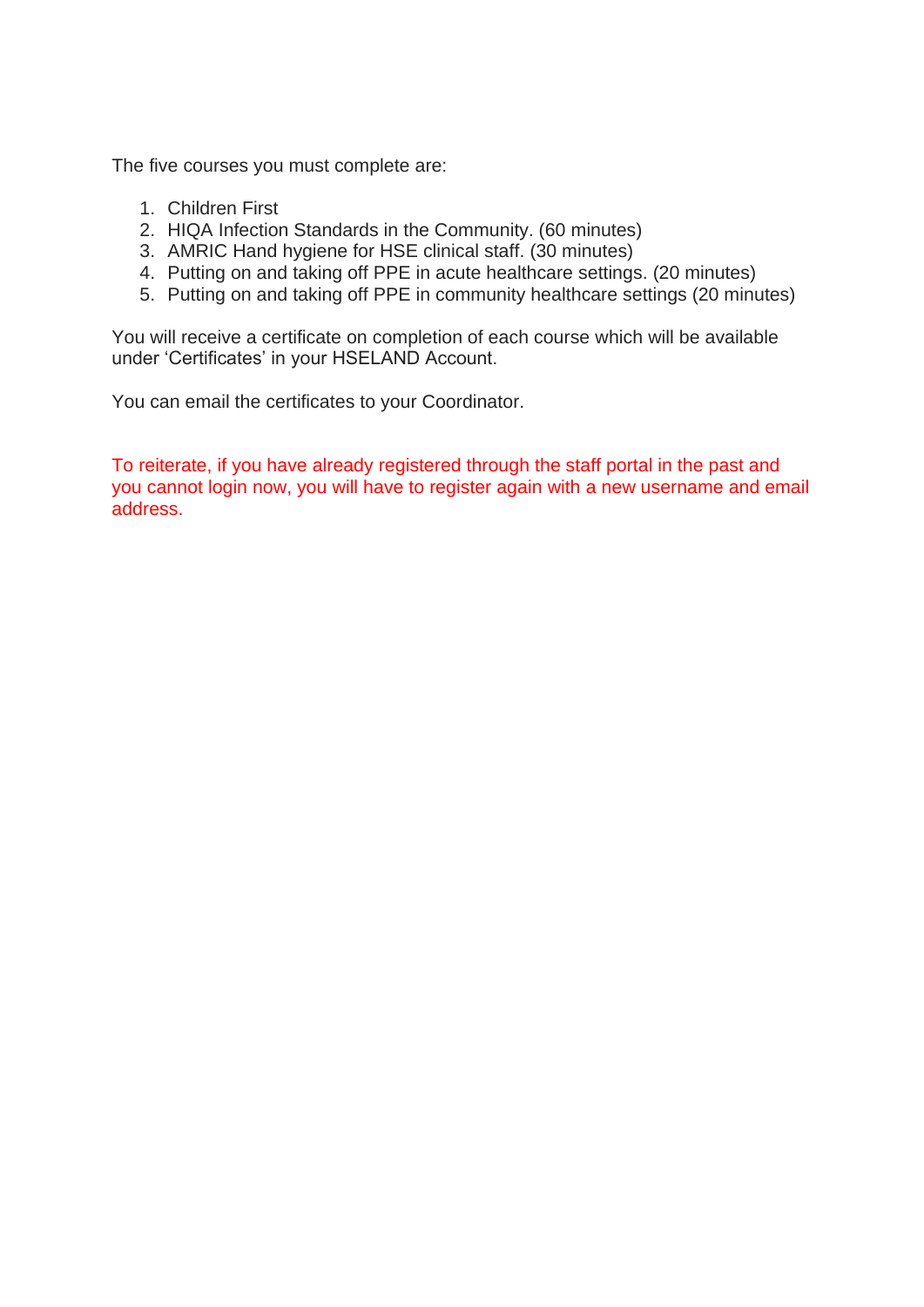The five courses you must complete are:

1. Children First
2. HIQA Infection Standards in the Community. (60 minutes)
3. AMRIC Hand hygiene for HSE clinical staff. (30 minutes)
4. Putting on and taking off PPE in acute healthcare settings. (20 minutes)
5. Putting on and taking off PPE in community healthcare settings (20 minutes)

You will receive a certificate on completion of each course which will be available under 'Certificates' in your HSELAND Account.

You can email the certificates to your Coordinator.

To reiterate, if you have already registered through the staff portal in the past and you cannot login now, you will have to register again with a new username and email address.